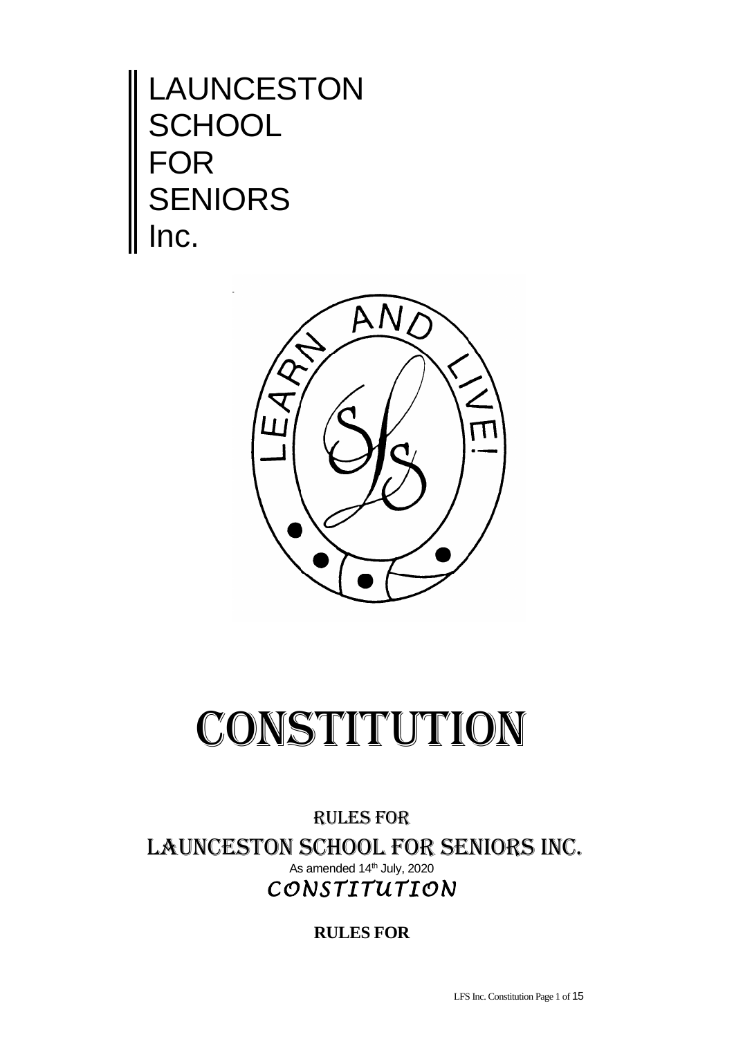# LAUNCESTON SCHOOL FOR SENIORS Inc.

# CONSTITUTION

## RULES FOR

## LAUNCESTON SCHOOL FOR SENIORS INC.

As amended 14th July, 2020

*CONSTITUTION*

**RULES FOR**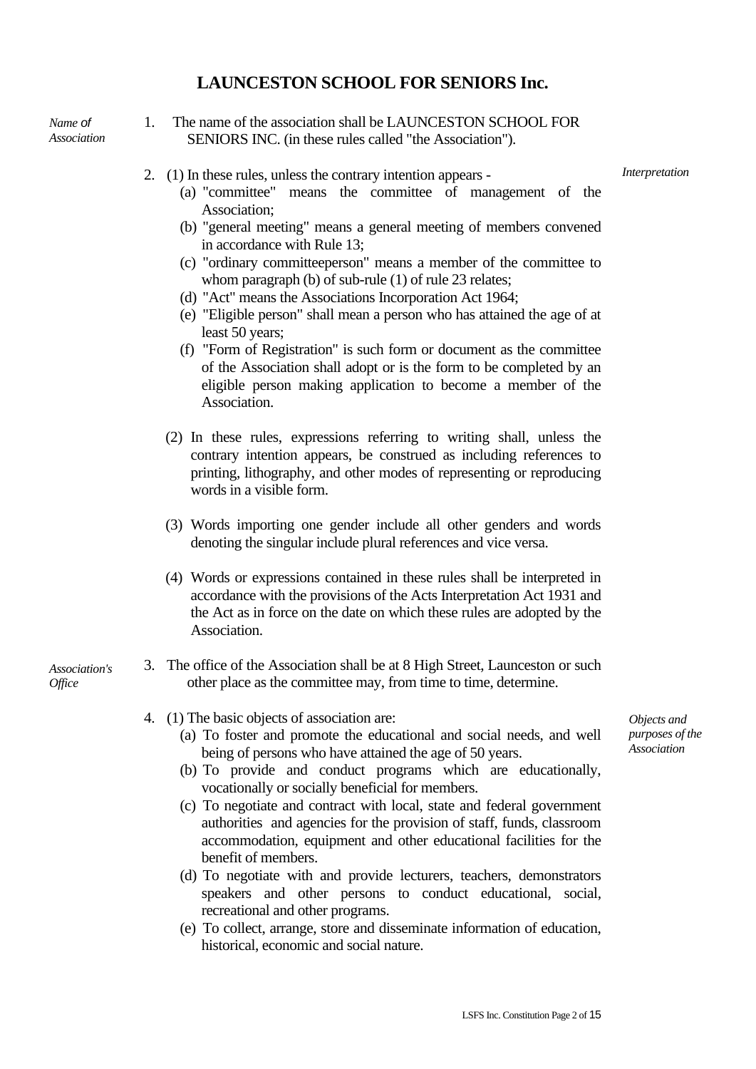# LAUNCESTON SCHOOL FOR SENIORS Inc.

*Name of Association*

1. The name of the association shall be LAUNCESTON SCHOOL FOR SENIORS INC. (in these rules called "the Association").

*Interpretation*

2. (1) In these rules, unless the contrary intention appears -
   - (a) "committee" means the committee of management of the Association;
   - (b) "general meeting" means a general meeting of members convened in accordance with Rule 13;
   - (c) "ordinary committeeperson" means a member of the committee to whom paragraph (b) of sub-rule (1) of rule 23 relates;
   - (d) "Act" means the Associations Incorporation Act 1964;
   - (e) "Eligible person" shall mean a person who has attained the age of at least 50 years;
   - (f) "Form of Registration" is such form or document as the committee of the Association shall adopt or is the form to be completed by an eligible person making application to become a member of the Association.

   (2) In these rules, expressions referring to writing shall, unless the contrary intention appears, be construed as including references to printing, lithography, and other modes of representing or reproducing words in a visible form.

   (3) Words importing one gender include all other genders and words denoting the singular include plural references and vice versa.

   (4) Words or expressions contained in these rules shall be interpreted in accordance with the provisions of the Acts Interpretation Act 1931 and the Act as in force on the date on which these rules are adopted by the Association.

*Association's Office*

3. The office of the Association shall be at 8 High Street, Launceston or such other place as the committee may, from time to time, determine.

*Objects and purposes of the Association*

4. (1) The basic objects of association are:
   - (a) To foster and promote the educational and social needs, and well being of persons who have attained the age of 50 years.
   - (b) To provide and conduct programs which are educationally, vocationally or socially beneficial for members.
   - (c) To negotiate and contract with local, state and federal government authorities and agencies for the provision of staff, funds, classroom accommodation, equipment and other educational facilities for the benefit of members.
   - (d) To negotiate with and provide lecturers, teachers, demonstrators speakers and other persons to conduct educational, social, recreational and other programs.
   - (e) To collect, arrange, store and disseminate information of education, historical, economic and social nature.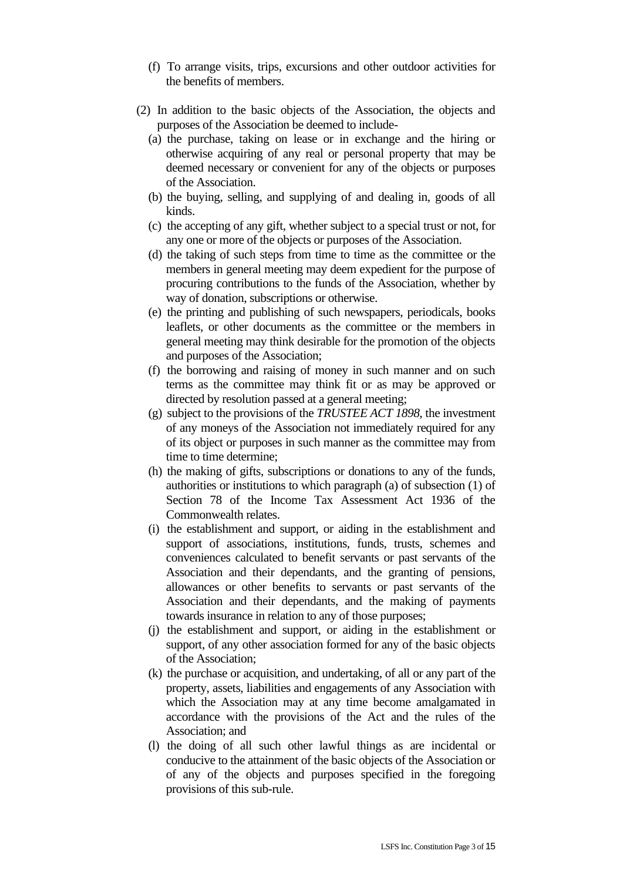(f) To arrange visits, trips, excursions and other outdoor activities for the benefits of members.

(2) In addition to the basic objects of the Association, the objects and purposes of the Association be deemed to include-

(a) the purchase, taking on lease or in exchange and the hiring or otherwise acquiring of any real or personal property that may be deemed necessary or convenient for any of the objects or purposes of the Association.

(b) the buying, selling, and supplying of and dealing in, goods of all kinds.

(c) the accepting of any gift, whether subject to a special trust or not, for any one or more of the objects or purposes of the Association.

(d) the taking of such steps from time to time as the committee or the members in general meeting may deem expedient for the purpose of procuring contributions to the funds of the Association, whether by way of donation, subscriptions or otherwise.

(e) the printing and publishing of such newspapers, periodicals, books leaflets, or other documents as the committee or the members in general meeting may think desirable for the promotion of the objects and purposes of the Association;

(f) the borrowing and raising of money in such manner and on such terms as the committee may think fit or as may be approved or directed by resolution passed at a general meeting;

(g) subject to the provisions of the *TRUSTEE ACT 1898*, the investment of any moneys of the Association not immediately required for any of its object or purposes in such manner as the committee may from time to time determine;

(h) the making of gifts, subscriptions or donations to any of the funds, authorities or institutions to which paragraph (a) of subsection (1) of Section 78 of the Income Tax Assessment Act 1936 of the Commonwealth relates.

(i) the establishment and support, or aiding in the establishment and support of associations, institutions, funds, trusts, schemes and conveniences calculated to benefit servants or past servants of the Association and their dependants, and the granting of pensions, allowances or other benefits to servants or past servants of the Association and their dependants, and the making of payments towards insurance in relation to any of those purposes;

(j) the establishment and support, or aiding in the establishment or support, of any other association formed for any of the basic objects of the Association;

(k) the purchase or acquisition, and undertaking, of all or any part of the property, assets, liabilities and engagements of any Association with which the Association may at any time become amalgamated in accordance with the provisions of the Act and the rules of the Association; and

(l) the doing of all such other lawful things as are incidental or conducive to the attainment of the basic objects of the Association or of any of the objects and purposes specified in the foregoing provisions of this sub-rule.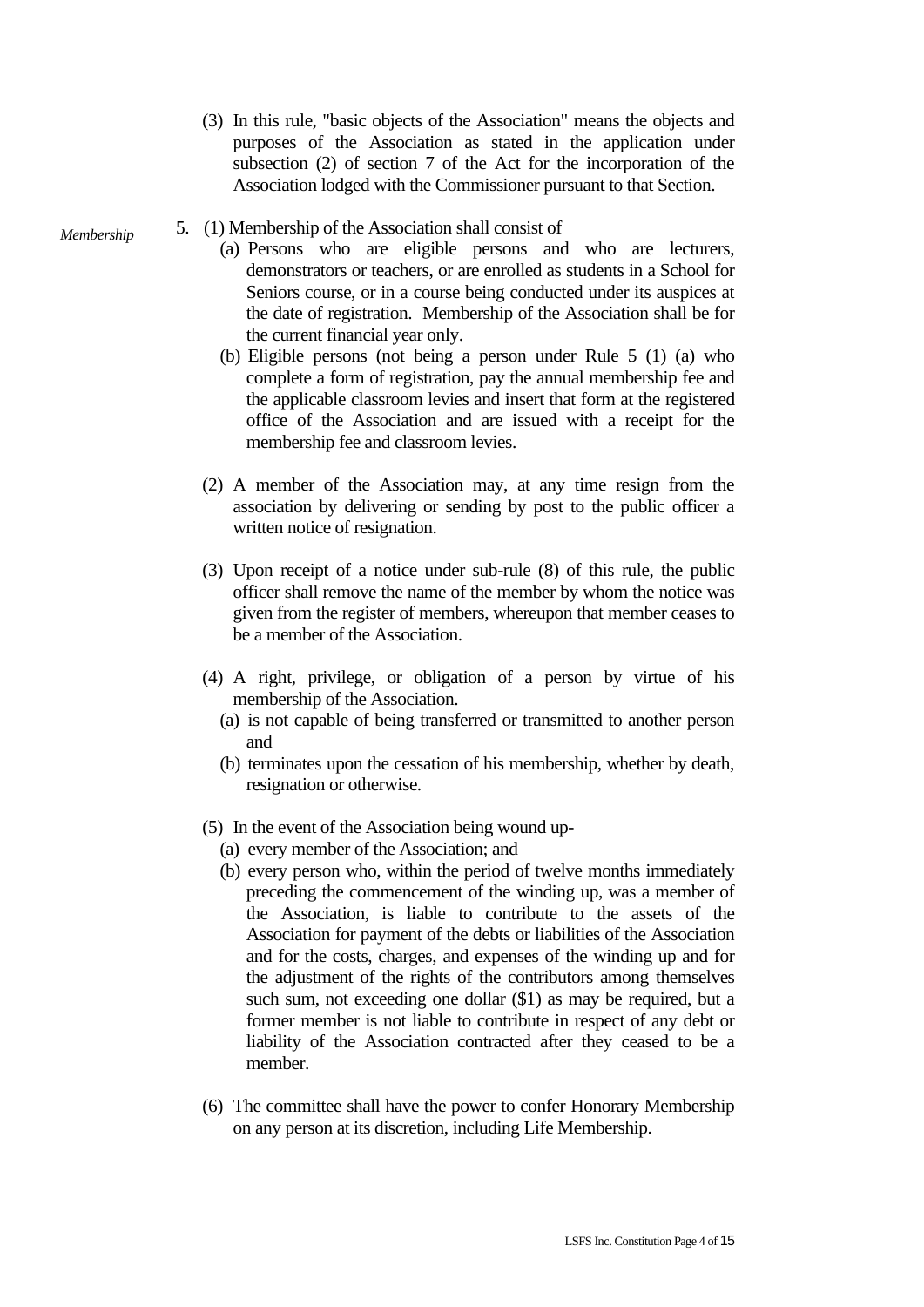(3) In this rule, "basic objects of the Association" means the objects and purposes of the Association as stated in the application under subsection (2) of section 7 of the Act for the incorporation of the Association lodged with the Commissioner pursuant to that Section.

*Membership*

5. (1) Membership of the Association shall consist of

   (a) Persons who are eligible persons and who are lecturers, demonstrators or teachers, or are enrolled as students in a School for Seniors course, or in a course being conducted under its auspices at the date of registration. Membership of the Association shall be for the current financial year only.

   (b) Eligible persons (not being a person under Rule 5 (1) (a) who complete a form of registration, pay the annual membership fee and the applicable classroom levies and insert that form at the registered office of the Association and are issued with a receipt for the membership fee and classroom levies.

(2) A member of the Association may, at any time resign from the association by delivering or sending by post to the public officer a written notice of resignation.

(3) Upon receipt of a notice under sub-rule (8) of this rule, the public officer shall remove the name of the member by whom the notice was given from the register of members, whereupon that member ceases to be a member of the Association.

(4) A right, privilege, or obligation of a person by virtue of his membership of the Association.

   (a) is not capable of being transferred or transmitted to another person and

   (b) terminates upon the cessation of his membership, whether by death, resignation or otherwise.

(5) In the event of the Association being wound up-

   (a) every member of the Association; and

   (b) every person who, within the period of twelve months immediately preceding the commencement of the winding up, was a member of the Association, is liable to contribute to the assets of the Association for payment of the debts or liabilities of the Association and for the costs, charges, and expenses of the winding up and for the adjustment of the rights of the contributors among themselves such sum, not exceeding one dollar ($1) as may be required, but a former member is not liable to contribute in respect of any debt or liability of the Association contracted after they ceased to be a member.

(6) The committee shall have the power to confer Honorary Membership on any person at its discretion, including Life Membership.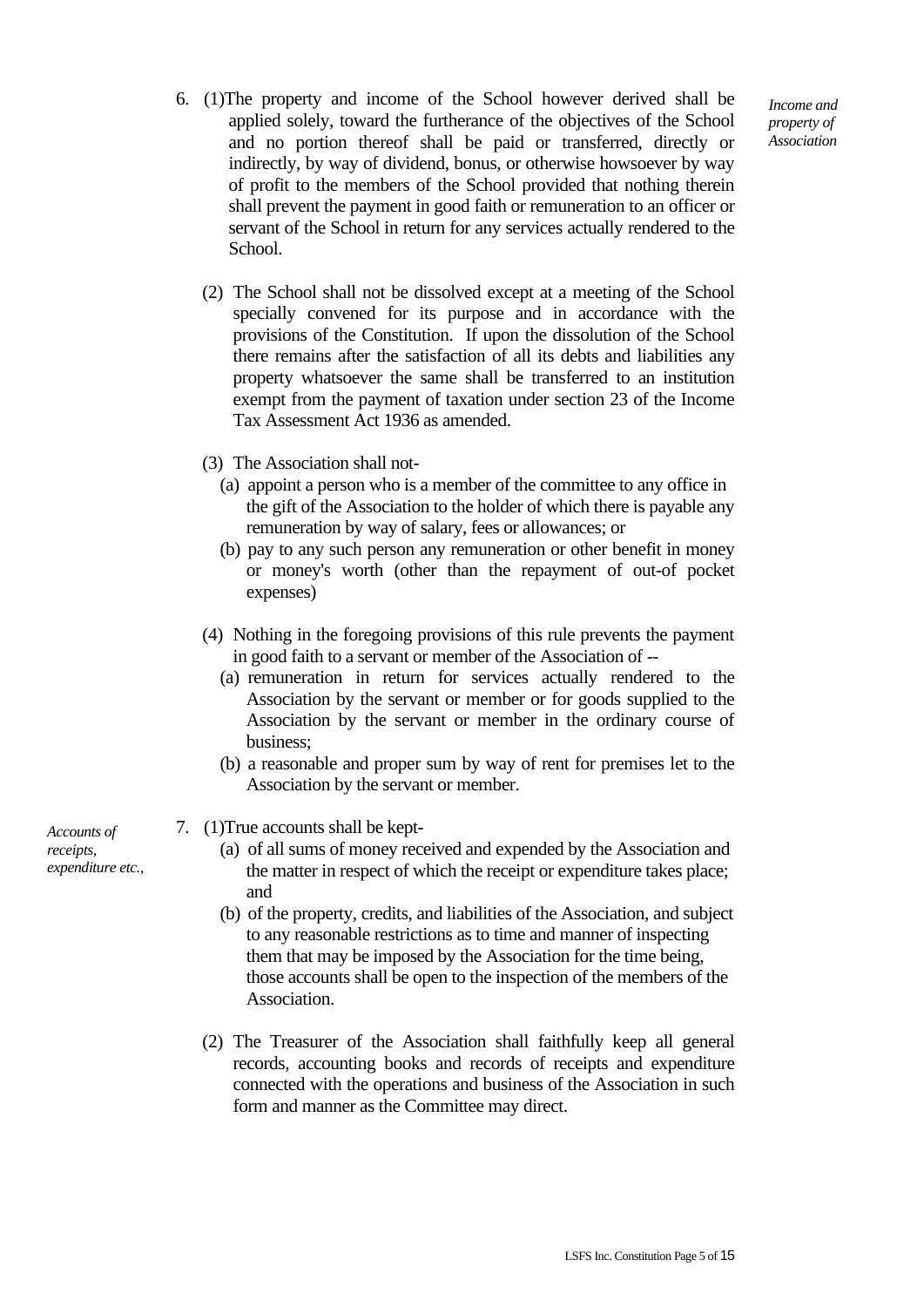*Income and property of Association*

6. (1) The property and income of the School however derived shall be applied solely, toward the furtherance of the objectives of the School and no portion thereof shall be paid or transferred, directly or indirectly, by way of dividend, bonus, or otherwise howsoever by way of profit to the members of the School provided that nothing therein shall prevent the payment in good faith or remuneration to an officer or servant of the School in return for any services actually rendered to the School.

   (2) The School shall not be dissolved except at a meeting of the School specially convened for its purpose and in accordance with the provisions of the Constitution. If upon the dissolution of the School there remains after the satisfaction of all its debts and liabilities any property whatsoever the same shall be transferred to an institution exempt from the payment of taxation under section 23 of the Income Tax Assessment Act 1936 as amended.

   (3) The Association shall not-

      (a) appoint a person who is a member of the committee to any office in the gift of the Association to the holder of which there is payable any remuneration by way of salary, fees or allowances; or

      (b) pay to any such person any remuneration or other benefit in money or money's worth (other than the repayment of out-of pocket expenses)

   (4) Nothing in the foregoing provisions of this rule prevents the payment in good faith to a servant or member of the Association of --

      (a) remuneration in return for services actually rendered to the Association by the servant or member or for goods supplied to the Association by the servant or member in the ordinary course of business;

      (b) a reasonable and proper sum by way of rent for premises let to the Association by the servant or member.

*Accounts of receipts, expenditure etc.,*

7. (1) True accounts shall be kept-

      (a) of all sums of money received and expended by the Association and the matter in respect of which the receipt or expenditure takes place; and

      (b) of the property, credits, and liabilities of the Association, and subject to any reasonable restrictions as to time and manner of inspecting them that may be imposed by the Association for the time being, those accounts shall be open to the inspection of the members of the Association.

   (2) The Treasurer of the Association shall faithfully keep all general records, accounting books and records of receipts and expenditure connected with the operations and business of the Association in such form and manner as the Committee may direct.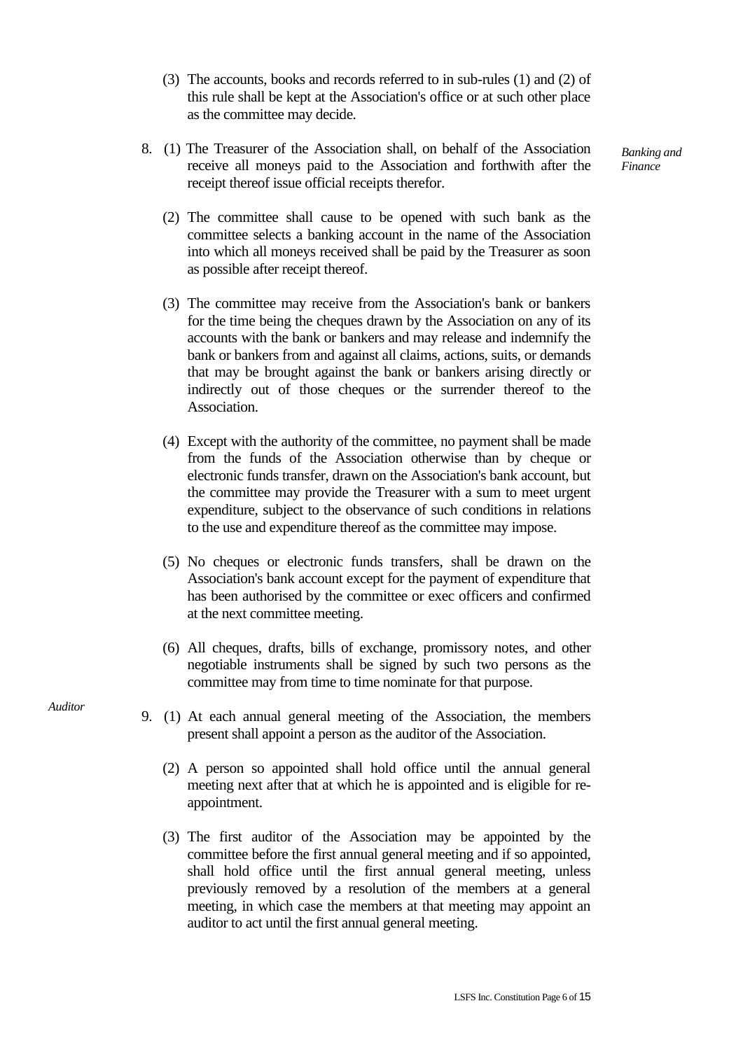(3) The accounts, books and records referred to in sub-rules (1) and (2) of this rule shall be kept at the Association's office or at such other place as the committee may decide.

*Banking and Finance*

8. (1) The Treasurer of the Association shall, on behalf of the Association receive all moneys paid to the Association and forthwith after the receipt thereof issue official receipts therefor.

(2) The committee shall cause to be opened with such bank as the committee selects a banking account in the name of the Association into which all moneys received shall be paid by the Treasurer as soon as possible after receipt thereof.

(3) The committee may receive from the Association's bank or bankers for the time being the cheques drawn by the Association on any of its accounts with the bank or bankers and may release and indemnify the bank or bankers from and against all claims, actions, suits, or demands that may be brought against the bank or bankers arising directly or indirectly out of those cheques or the surrender thereof to the Association.

(4) Except with the authority of the committee, no payment shall be made from the funds of the Association otherwise than by cheque or electronic funds transfer, drawn on the Association's bank account, but the committee may provide the Treasurer with a sum to meet urgent expenditure, subject to the observance of such conditions in relations to the use and expenditure thereof as the committee may impose.

(5) No cheques or electronic funds transfers, shall be drawn on the Association's bank account except for the payment of expenditure that has been authorised by the committee or exec officers and confirmed at the next committee meeting.

(6) All cheques, drafts, bills of exchange, promissory notes, and other negotiable instruments shall be signed by such two persons as the committee may from time to time nominate for that purpose.

*Auditor*

9. (1) At each annual general meeting of the Association, the members present shall appoint a person as the auditor of the Association.

(2) A person so appointed shall hold office until the annual general meeting next after that at which he is appointed and is eligible for re-appointment.

(3) The first auditor of the Association may be appointed by the committee before the first annual general meeting and if so appointed, shall hold office until the first annual general meeting, unless previously removed by a resolution of the members at a general meeting, in which case the members at that meeting may appoint an auditor to act until the first annual general meeting.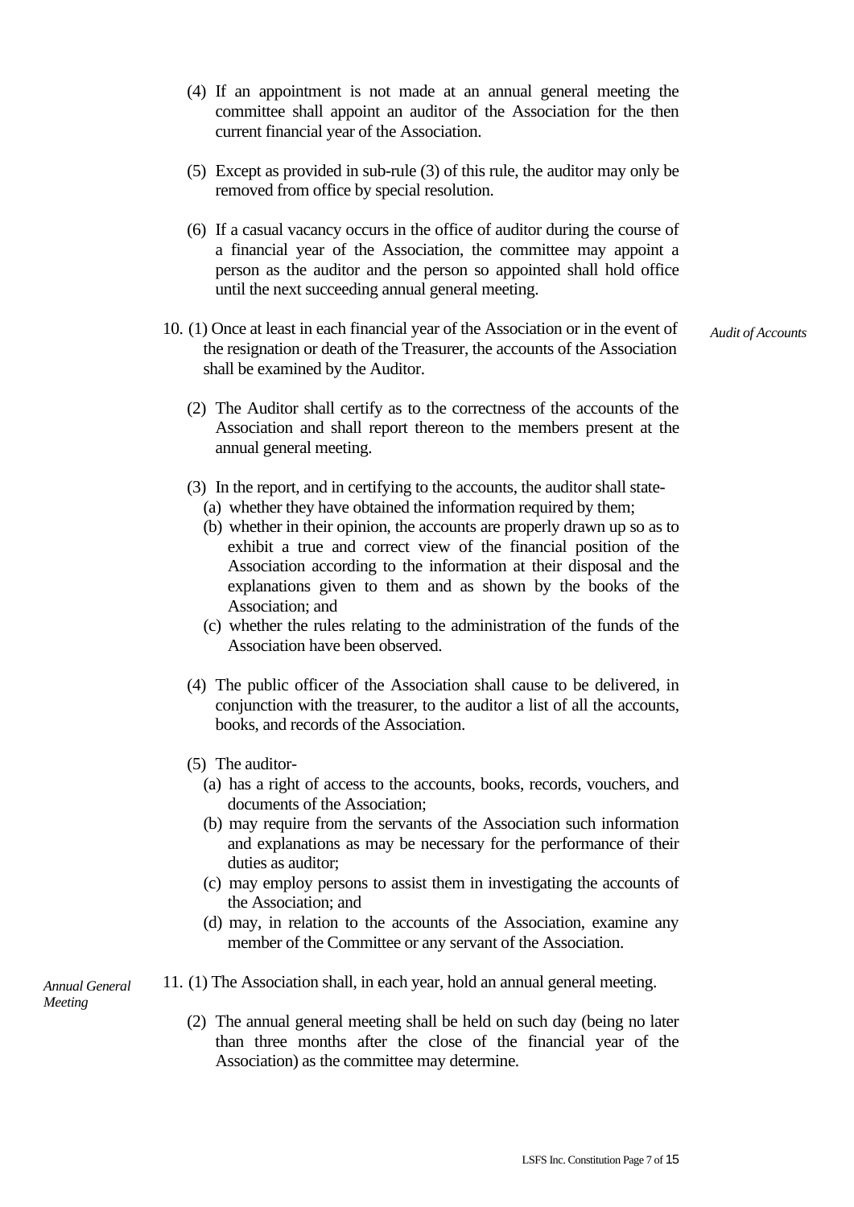(4) If an appointment is not made at an annual general meeting the committee shall appoint an auditor of the Association for the then current financial year of the Association.

(5) Except as provided in sub-rule (3) of this rule, the auditor may only be removed from office by special resolution.

(6) If a casual vacancy occurs in the office of auditor during the course of a financial year of the Association, the committee may appoint a person as the auditor and the person so appointed shall hold office until the next succeeding annual general meeting.

*Audit of Accounts*

10. (1) Once at least in each financial year of the Association or in the event of the resignation or death of the Treasurer, the accounts of the Association shall be examined by the Auditor.

(2) The Auditor shall certify as to the correctness of the accounts of the Association and shall report thereon to the members present at the annual general meeting.

(3) In the report, and in certifying to the accounts, the auditor shall state-

(a) whether they have obtained the information required by them;

(b) whether in their opinion, the accounts are properly drawn up so as to exhibit a true and correct view of the financial position of the Association according to the information at their disposal and the explanations given to them and as shown by the books of the Association; and

(c) whether the rules relating to the administration of the funds of the Association have been observed.

(4) The public officer of the Association shall cause to be delivered, in conjunction with the treasurer, to the auditor a list of all the accounts, books, and records of the Association.

(5) The auditor-

(a) has a right of access to the accounts, books, records, vouchers, and documents of the Association;

(b) may require from the servants of the Association such information and explanations as may be necessary for the performance of their duties as auditor;

(c) may employ persons to assist them in investigating the accounts of the Association; and

(d) may, in relation to the accounts of the Association, examine any member of the Committee or any servant of the Association.

*Annual General Meeting*

11. (1) The Association shall, in each year, hold an annual general meeting.

(2) The annual general meeting shall be held on such day (being no later than three months after the close of the financial year of the Association) as the committee may determine.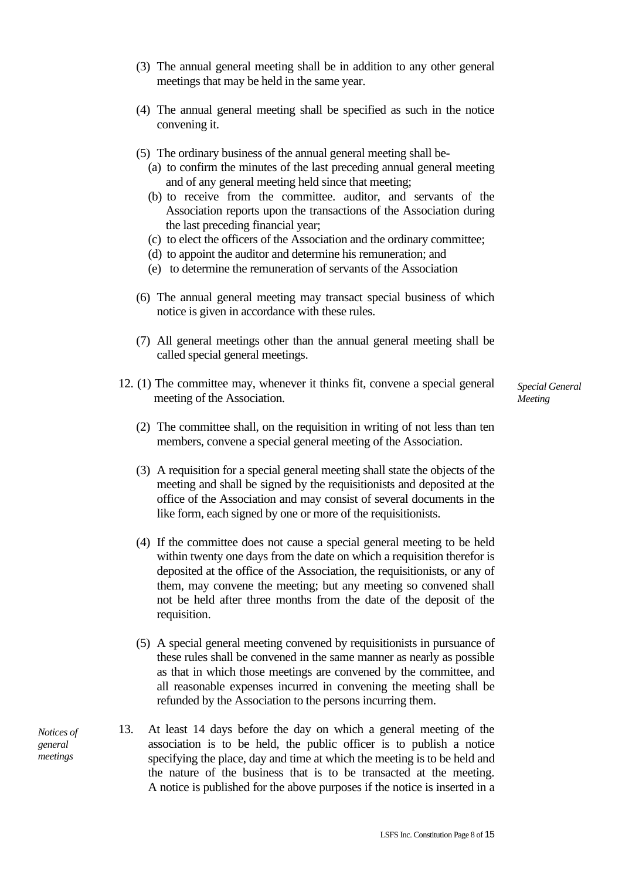(3) The annual general meeting shall be in addition to any other general meetings that may be held in the same year.

(4) The annual general meeting shall be specified as such in the notice convening it.

(5) The ordinary business of the annual general meeting shall be-

(a) to confirm the minutes of the last preceding annual general meeting and of any general meeting held since that meeting;

(b) to receive from the committee. auditor, and servants of the Association reports upon the transactions of the Association during the last preceding financial year;

(c) to elect the officers of the Association and the ordinary committee;

(d) to appoint the auditor and determine his remuneration; and

(e) to determine the remuneration of servants of the Association

(6) The annual general meeting may transact special business of which notice is given in accordance with these rules.

(7) All general meetings other than the annual general meeting shall be called special general meetings.

*Special General Meeting*

12. (1) The committee may, whenever it thinks fit, convene a special general meeting of the Association.

(2) The committee shall, on the requisition in writing of not less than ten members, convene a special general meeting of the Association.

(3) A requisition for a special general meeting shall state the objects of the meeting and shall be signed by the requisitionists and deposited at the office of the Association and may consist of several documents in the like form, each signed by one or more of the requisitionists.

(4) If the committee does not cause a special general meeting to be held within twenty one days from the date on which a requisition therefor is deposited at the office of the Association, the requisitionists, or any of them, may convene the meeting; but any meeting so convened shall not be held after three months from the date of the deposit of the requisition.

(5) A special general meeting convened by requisitionists in pursuance of these rules shall be convened in the same manner as nearly as possible as that in which those meetings are convened by the committee, and all reasonable expenses incurred in convening the meeting shall be refunded by the Association to the persons incurring them.

*Notices of general meetings*

13. At least 14 days before the day on which a general meeting of the association is to be held, the public officer is to publish a notice specifying the place, day and time at which the meeting is to be held and the nature of the business that is to be transacted at the meeting. A notice is published for the above purposes if the notice is inserted in a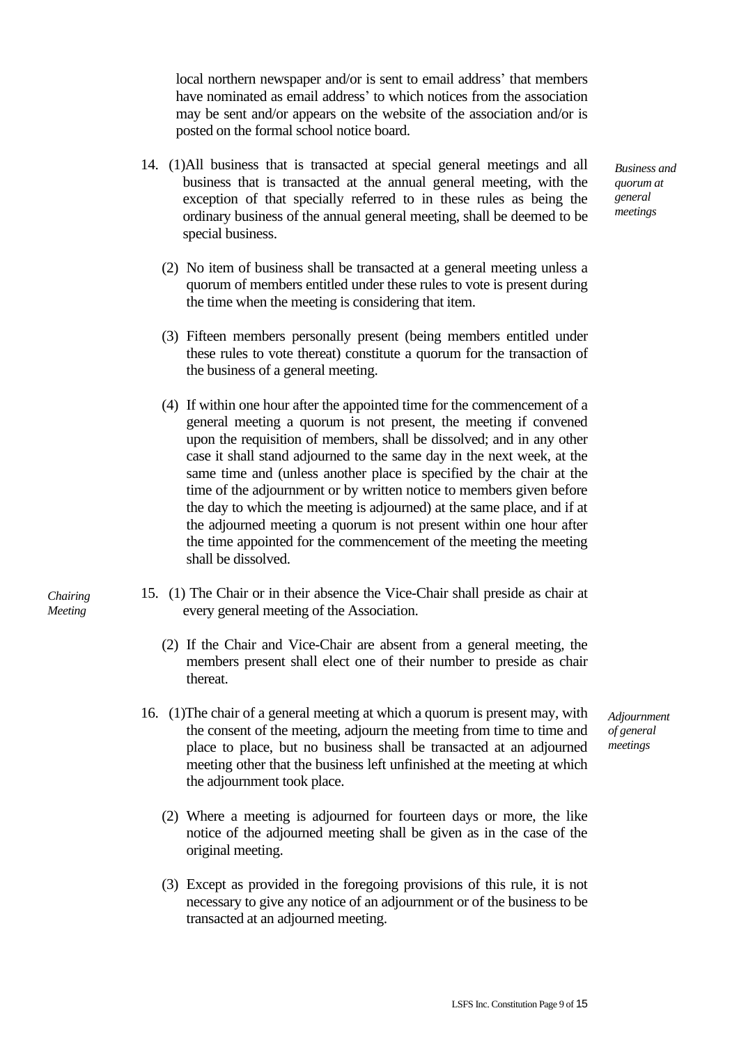local northern newspaper and/or is sent to email address' that members have nominated as email address' to which notices from the association may be sent and/or appears on the website of the association and/or is posted on the formal school notice board.

*Business and quorum at general meetings*

14. (1) All business that is transacted at special general meetings and all business that is transacted at the annual general meeting, with the exception of that specially referred to in these rules as being the ordinary business of the annual general meeting, shall be deemed to be special business.

    (2) No item of business shall be transacted at a general meeting unless a quorum of members entitled under these rules to vote is present during the time when the meeting is considering that item.

    (3) Fifteen members personally present (being members entitled under these rules to vote thereat) constitute a quorum for the transaction of the business of a general meeting.

    (4) If within one hour after the appointed time for the commencement of a general meeting a quorum is not present, the meeting if convened upon the requisition of members, shall be dissolved; and in any other case it shall stand adjourned to the same day in the next week, at the same time and (unless another place is specified by the chair at the time of the adjournment or by written notice to members given before the day to which the meeting is adjourned) at the same place, and if at the adjourned meeting a quorum is not present within one hour after the time appointed for the commencement of the meeting the meeting shall be dissolved.

*Chairing Meeting*

15. (1) The Chair or in their absence the Vice-Chair shall preside as chair at every general meeting of the Association.

    (2) If the Chair and Vice-Chair are absent from a general meeting, the members present shall elect one of their number to preside as chair thereat.

*Adjournment of general meetings*

16. (1) The chair of a general meeting at which a quorum is present may, with the consent of the meeting, adjourn the meeting from time to time and place to place, but no business shall be transacted at an adjourned meeting other that the business left unfinished at the meeting at which the adjournment took place.

    (2) Where a meeting is adjourned for fourteen days or more, the like notice of the adjourned meeting shall be given as in the case of the original meeting.

    (3) Except as provided in the foregoing provisions of this rule, it is not necessary to give any notice of an adjournment or of the business to be transacted at an adjourned meeting.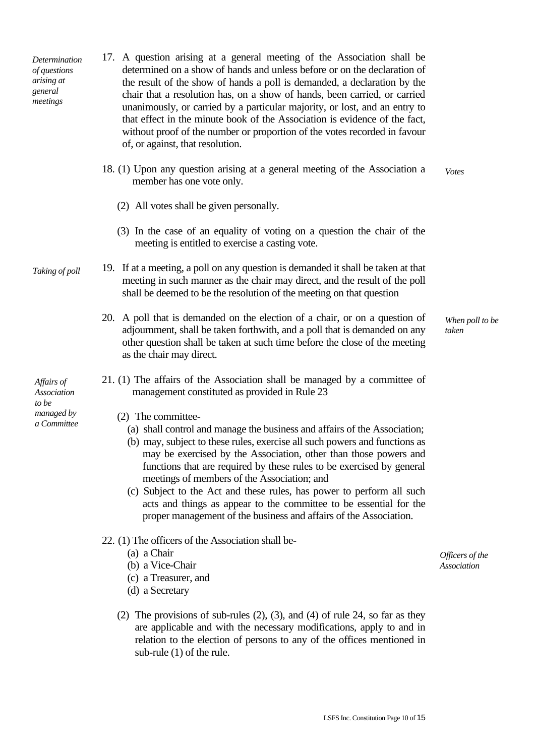*Determination of questions arising at general meetings*

17. A question arising at a general meeting of the Association shall be determined on a show of hands and unless before or on the declaration of the result of the show of hands a poll is demanded, a declaration by the chair that a resolution has, on a show of hands, been carried, or carried unanimously, or carried by a particular majority, or lost, and an entry to that effect in the minute book of the Association is evidence of the fact, without proof of the number or proportion of the votes recorded in favour of, or against, that resolution.

*Votes*

18. (1) Upon any question arising at a general meeting of the Association a member has one vote only.

    (2) All votes shall be given personally.

    (3) In the case of an equality of voting on a question the chair of the meeting is entitled to exercise a casting vote.

*Taking of poll*

19. If at a meeting, a poll on any question is demanded it shall be taken at that meeting in such manner as the chair may direct, and the result of the poll shall be deemed to be the resolution of the meeting on that question

*When poll to be taken*

20. A poll that is demanded on the election of a chair, or on a question of adjournment, shall be taken forthwith, and a poll that is demanded on any other question shall be taken at such time before the close of the meeting as the chair may direct.

*Affairs of Association to be managed by a Committee*

21. (1) The affairs of the Association shall be managed by a committee of management constituted as provided in Rule 23

    (2) The committee-
    - (a) shall control and manage the business and affairs of the Association;
    - (b) may, subject to these rules, exercise all such powers and functions as may be exercised by the Association, other than those powers and functions that are required by these rules to be exercised by general meetings of members of the Association; and
    - (c) Subject to the Act and these rules, has power to perform all such acts and things as appear to the committee to be essential for the proper management of the business and affairs of the Association.

*Officers of the Association*

22. (1) The officers of the Association shall be-
    - (a) a Chair
    - (b) a Vice-Chair
    - (c) a Treasurer, and
    - (d) a Secretary

    (2) The provisions of sub-rules (2), (3), and (4) of rule 24, so far as they are applicable and with the necessary modifications, apply to and in relation to the election of persons to any of the offices mentioned in sub-rule (1) of the rule.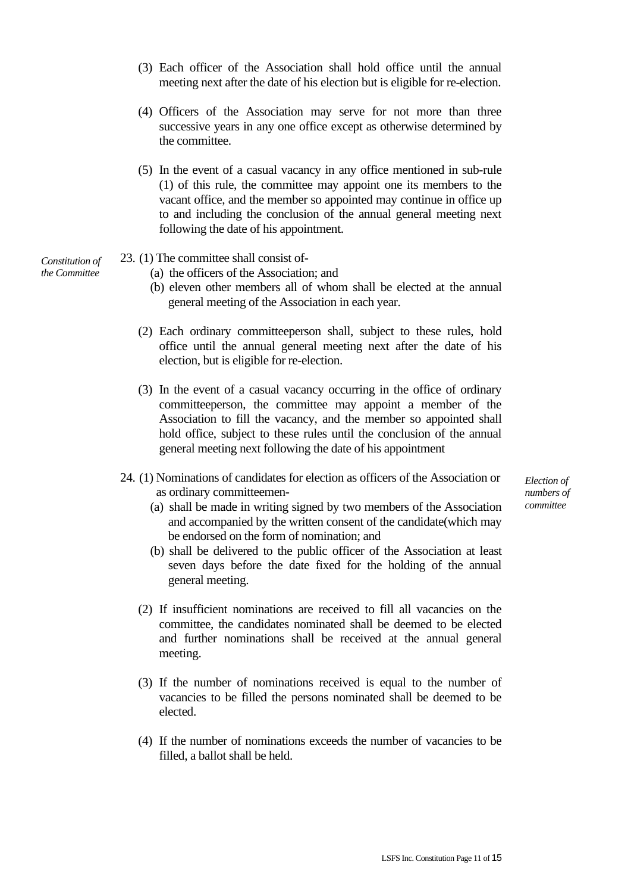(3) Each officer of the Association shall hold office until the annual meeting next after the date of his election but is eligible for re-election.

(4) Officers of the Association may serve for not more than three successive years in any one office except as otherwise determined by the committee.

(5) In the event of a casual vacancy in any office mentioned in sub-rule (1) of this rule, the committee may appoint one its members to the vacant office, and the member so appointed may continue in office up to and including the conclusion of the annual general meeting next following the date of his appointment.

*Constitution of the Committee*

23. (1) The committee shall consist of-
   (a) the officers of the Association; and
   (b) eleven other members all of whom shall be elected at the annual general meeting of the Association in each year.

(2) Each ordinary committeeperson shall, subject to these rules, hold office until the annual general meeting next after the date of his election, but is eligible for re-election.

(3) In the event of a casual vacancy occurring in the office of ordinary committeeperson, the committee may appoint a member of the Association to fill the vacancy, and the member so appointed shall hold office, subject to these rules until the conclusion of the annual general meeting next following the date of his appointment

*Election of numbers of committee*

24. (1) Nominations of candidates for election as officers of the Association or as ordinary committeemen-
   (a) shall be made in writing signed by two members of the Association and accompanied by the written consent of the candidate(which may be endorsed on the form of nomination; and
   (b) shall be delivered to the public officer of the Association at least seven days before the date fixed for the holding of the annual general meeting.

(2) If insufficient nominations are received to fill all vacancies on the committee, the candidates nominated shall be deemed to be elected and further nominations shall be received at the annual general meeting.

(3) If the number of nominations received is equal to the number of vacancies to be filled the persons nominated shall be deemed to be elected.

(4) If the number of nominations exceeds the number of vacancies to be filled, a ballot shall be held.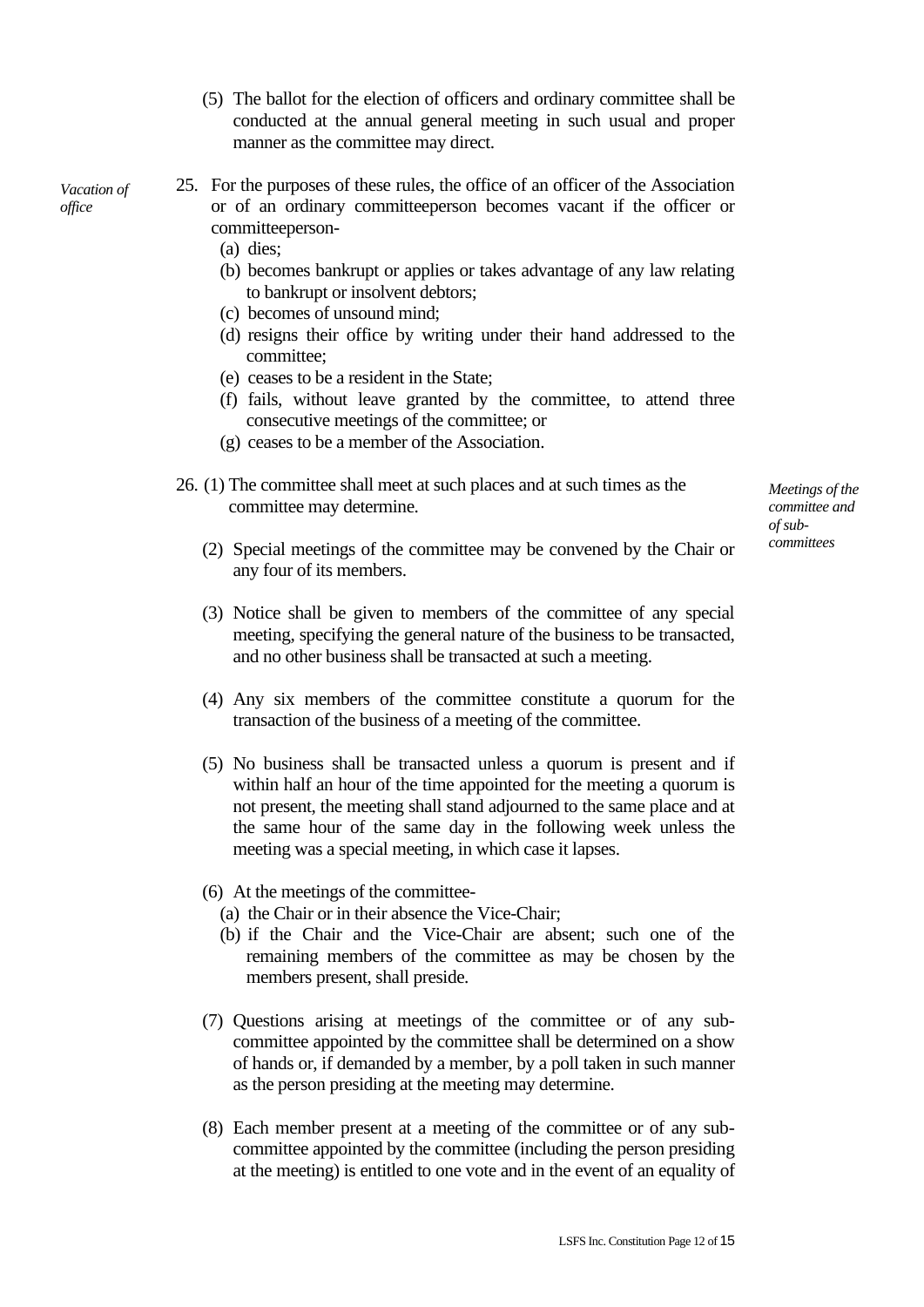(5) The ballot for the election of officers and ordinary committee shall be conducted at the annual general meeting in such usual and proper manner as the committee may direct.

*Vacation of office*

25. For the purposes of these rules, the office of an officer of the Association or of an ordinary committeeperson becomes vacant if the officer or committeeperson-
   (a) dies;
   (b) becomes bankrupt or applies or takes advantage of any law relating to bankrupt or insolvent debtors;
   (c) becomes of unsound mind;
   (d) resigns their office by writing under their hand addressed to the committee;
   (e) ceases to be a resident in the State;
   (f) fails, without leave granted by the committee, to attend three consecutive meetings of the committee; or
   (g) ceases to be a member of the Association.

*Meetings of the committee and of sub-committees*

26. (1) The committee shall meet at such places and at such times as the committee may determine.

(2) Special meetings of the committee may be convened by the Chair or any four of its members.

(3) Notice shall be given to members of the committee of any special meeting, specifying the general nature of the business to be transacted, and no other business shall be transacted at such a meeting.

(4) Any six members of the committee constitute a quorum for the transaction of the business of a meeting of the committee.

(5) No business shall be transacted unless a quorum is present and if within half an hour of the time appointed for the meeting a quorum is not present, the meeting shall stand adjourned to the same place and at the same hour of the same day in the following week unless the meeting was a special meeting, in which case it lapses.

(6) At the meetings of the committee-
   (a) the Chair or in their absence the Vice-Chair;
   (b) if the Chair and the Vice-Chair are absent; such one of the remaining members of the committee as may be chosen by the members present, shall preside.

(7) Questions arising at meetings of the committee or of any sub-committee appointed by the committee shall be determined on a show of hands or, if demanded by a member, by a poll taken in such manner as the person presiding at the meeting may determine.

(8) Each member present at a meeting of the committee or of any sub-committee appointed by the committee (including the person presiding at the meeting) is entitled to one vote and in the event of an equality of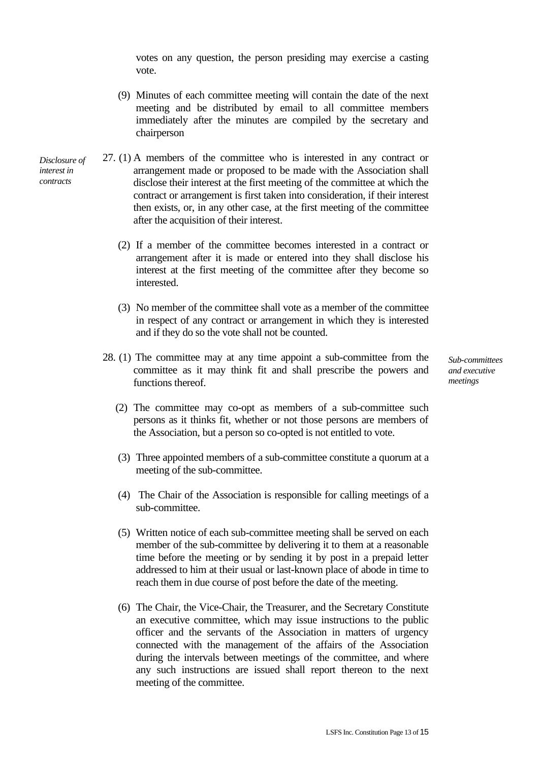votes on any question, the person presiding may exercise a casting vote.

(9) Minutes of each committee meeting will contain the date of the next meeting and be distributed by email to all committee members immediately after the minutes are compiled by the secretary and chairperson

*Disclosure of interest in contracts*

27. (1) A members of the committee who is interested in any contract or arrangement made or proposed to be made with the Association shall disclose their interest at the first meeting of the committee at which the contract or arrangement is first taken into consideration, if their interest then exists, or, in any other case, at the first meeting of the committee after the acquisition of their interest.

(2) If a member of the committee becomes interested in a contract or arrangement after it is made or entered into they shall disclose his interest at the first meeting of the committee after they become so interested.

(3) No member of the committee shall vote as a member of the committee in respect of any contract or arrangement in which they is interested and if they do so the vote shall not be counted.

*Sub-committees and executive meetings*

28. (1) The committee may at any time appoint a sub-committee from the committee as it may think fit and shall prescribe the powers and functions thereof.

(2) The committee may co-opt as members of a sub-committee such persons as it thinks fit, whether or not those persons are members of the Association, but a person so co-opted is not entitled to vote.

(3) Three appointed members of a sub-committee constitute a quorum at a meeting of the sub-committee.

(4) The Chair of the Association is responsible for calling meetings of a sub-committee.

(5) Written notice of each sub-committee meeting shall be served on each member of the sub-committee by delivering it to them at a reasonable time before the meeting or by sending it by post in a prepaid letter addressed to him at their usual or last-known place of abode in time to reach them in due course of post before the date of the meeting.

(6) The Chair, the Vice-Chair, the Treasurer, and the Secretary Constitute an executive committee, which may issue instructions to the public officer and the servants of the Association in matters of urgency connected with the management of the affairs of the Association during the intervals between meetings of the committee, and where any such instructions are issued shall report thereon to the next meeting of the committee.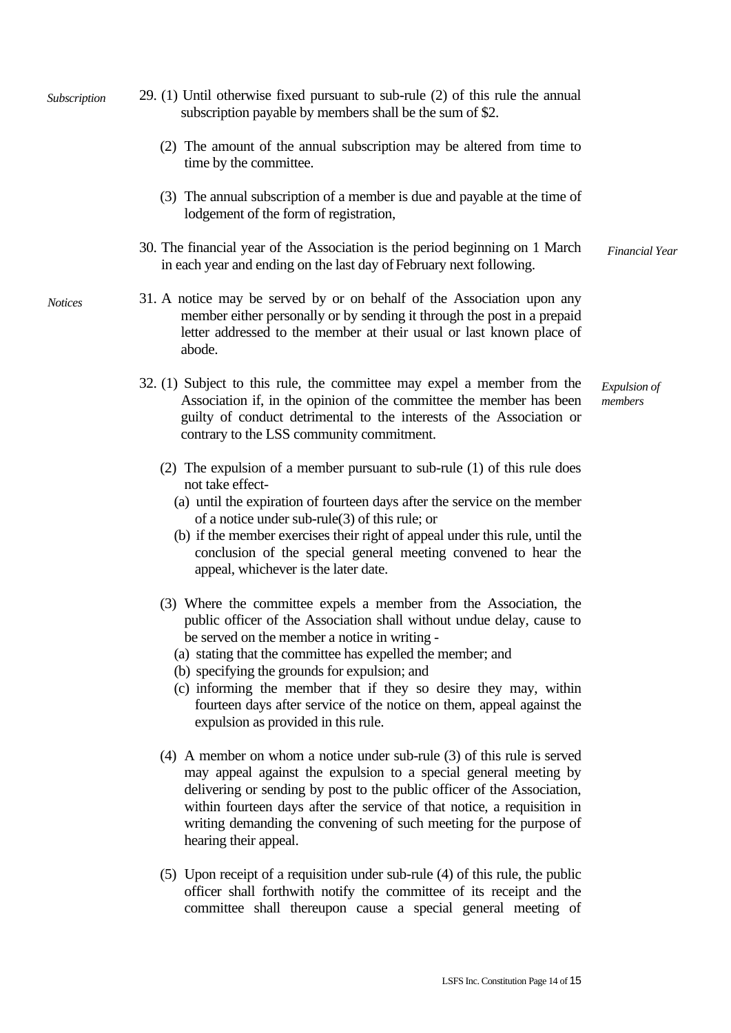*Subscription*

29. (1) Until otherwise fixed pursuant to sub-rule (2) of this rule the annual subscription payable by members shall be the sum of $2.

    (2) The amount of the annual subscription may be altered from time to time by the committee.

    (3) The annual subscription of a member is due and payable at the time of lodgement of the form of registration,

*Financial Year*

30. The financial year of the Association is the period beginning on 1 March in each year and ending on the last day of February next following.

*Notices*

31. A notice may be served by or on behalf of the Association upon any member either personally or by sending it through the post in a prepaid letter addressed to the member at their usual or last known place of abode.

*Expulsion of members*

32. (1) Subject to this rule, the committee may expel a member from the Association if, in the opinion of the committee the member has been guilty of conduct detrimental to the interests of the Association or contrary to the LSS community commitment.

    (2) The expulsion of a member pursuant to sub-rule (1) of this rule does not take effect-

    (a) until the expiration of fourteen days after the service on the member of a notice under sub-rule(3) of this rule; or

    (b) if the member exercises their right of appeal under this rule, until the conclusion of the special general meeting convened to hear the appeal, whichever is the later date.

    (3) Where the committee expels a member from the Association, the public officer of the Association shall without undue delay, cause to be served on the member a notice in writing -

    (a) stating that the committee has expelled the member; and

    (b) specifying the grounds for expulsion; and

    (c) informing the member that if they so desire they may, within fourteen days after service of the notice on them, appeal against the expulsion as provided in this rule.

    (4) A member on whom a notice under sub-rule (3) of this rule is served may appeal against the expulsion to a special general meeting by delivering or sending by post to the public officer of the Association, within fourteen days after the service of that notice, a requisition in writing demanding the convening of such meeting for the purpose of hearing their appeal.

    (5) Upon receipt of a requisition under sub-rule (4) of this rule, the public officer shall forthwith notify the committee of its receipt and the committee shall thereupon cause a special general meeting of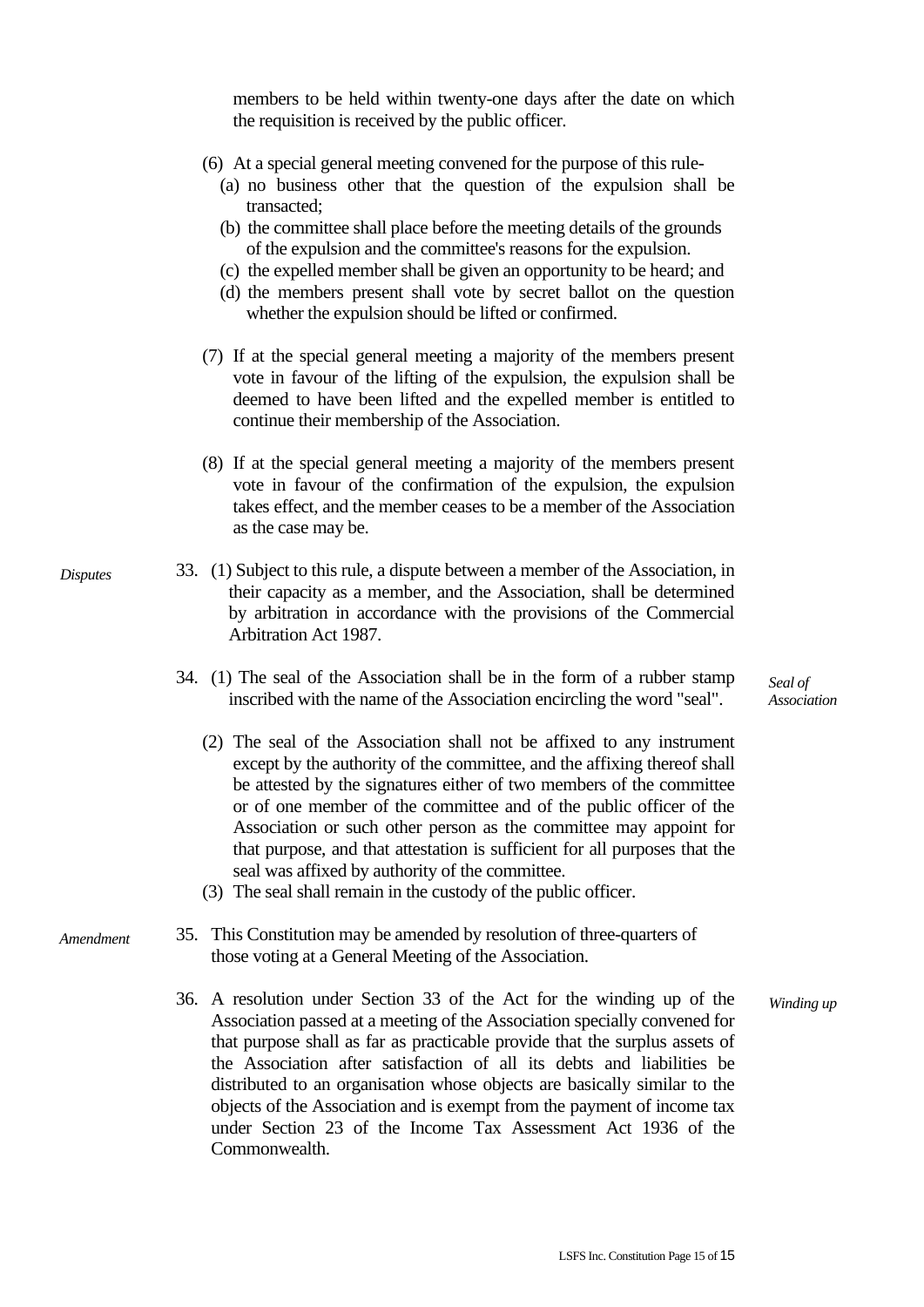members to be held within twenty-one days after the date on which the requisition is received by the public officer.

(6) At a special general meeting convened for the purpose of this rule-

(a) no business other that the question of the expulsion shall be transacted;

(b) the committee shall place before the meeting details of the grounds of the expulsion and the committee's reasons for the expulsion.

(c) the expelled member shall be given an opportunity to be heard; and

(d) the members present shall vote by secret ballot on the question whether the expulsion should be lifted or confirmed.

(7) If at the special general meeting a majority of the members present vote in favour of the lifting of the expulsion, the expulsion shall be deemed to have been lifted and the expelled member is entitled to continue their membership of the Association.

(8) If at the special general meeting a majority of the members present vote in favour of the confirmation of the expulsion, the expulsion takes effect, and the member ceases to be a member of the Association as the case may be.

*Disputes*

33. (1) Subject to this rule, a dispute between a member of the Association, in their capacity as a member, and the Association, shall be determined by arbitration in accordance with the provisions of the Commercial Arbitration Act 1987.

*Seal of Association*

34. (1) The seal of the Association shall be in the form of a rubber stamp inscribed with the name of the Association encircling the word "seal".

(2) The seal of the Association shall not be affixed to any instrument except by the authority of the committee, and the affixing thereof shall be attested by the signatures either of two members of the committee or of one member of the committee and of the public officer of the Association or such other person as the committee may appoint for that purpose, and that attestation is sufficient for all purposes that the seal was affixed by authority of the committee.

(3) The seal shall remain in the custody of the public officer.

*Amendment*

35. This Constitution may be amended by resolution of three-quarters of those voting at a General Meeting of the Association.

*Winding up*

36. A resolution under Section 33 of the Act for the winding up of the Association passed at a meeting of the Association specially convened for that purpose shall as far as practicable provide that the surplus assets of the Association after satisfaction of all its debts and liabilities be distributed to an organisation whose objects are basically similar to the objects of the Association and is exempt from the payment of income tax under Section 23 of the Income Tax Assessment Act 1936 of the Commonwealth.